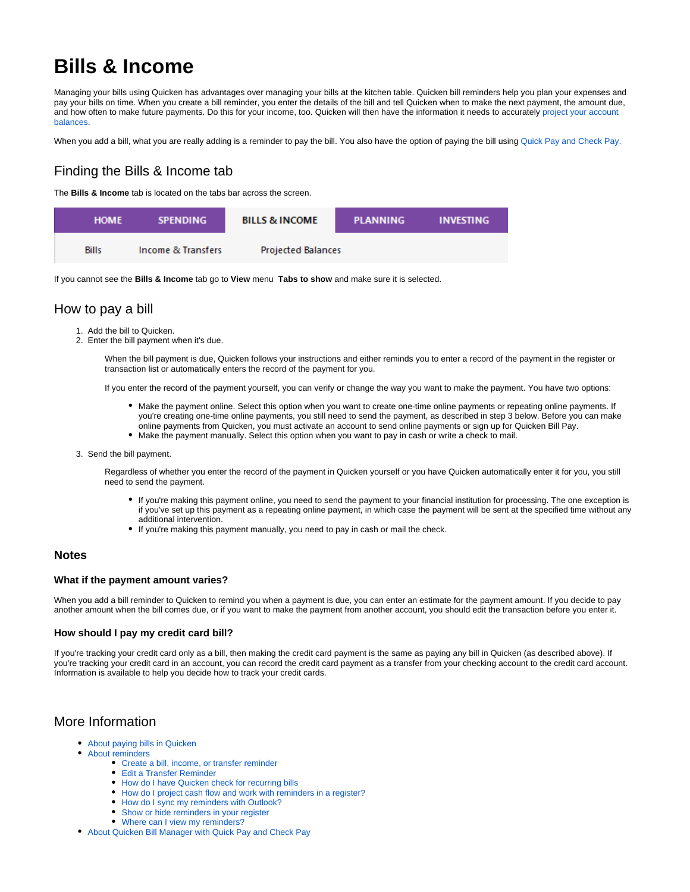# Bills & Income

Managing your bills using Quicken has advantages over managing your bills at the kitchen table. Quicken bill reminders help you plan your expenses and pay your bills on time. When you create a bill reminder, you enter the details of the bill and tell Quicken when to make the next payment, the amount due, and how often to make future payments. Do this for your income, too. Quicken will then have the information it needs to accurately project your account balances.

When you add a bill, what you are really adding is a reminder to pay the bill. You also have the option of paying the bill using Quick Pay and Check Pay.

## Finding the Bills & Income tab

The **Bills & Income** tab is located on the tabs bar across the screen.

| HOME | SPENDING | BILLS & INCOME | PLANNING | INVESTING |
|---|---|---|---|---|
| Bills | Income & Transfers | Projected Balances | | |

If you cannot see the **Bills & Income** tab go to **View** menu **Tabs to show** and make sure it is selected.

## How to pay a bill

1. Add the bill to Quicken.
2. Enter the bill payment when it's due.

   When the bill payment is due, Quicken follows your instructions and either reminds you to enter a record of the payment in the register or transaction list or automatically enters the record of the payment for you.

   If you enter the record of the payment yourself, you can verify or change the way you want to make the payment. You have two options:

   - Make the payment online. Select this option when you want to create one-time online payments or repeating online payments. If you're creating one-time online payments, you still need to send the payment, as described in step 3 below. Before you can make online payments from Quicken, you must activate an account to send online payments or sign up for Quicken Bill Pay.
   - Make the payment manually. Select this option when you want to pay in cash or write a check to mail.

3. Send the bill payment.

   Regardless of whether you enter the record of the payment in Quicken yourself or you have Quicken automatically enter it for you, you still need to send the payment.

   - If you're making this payment online, you need to send the payment to your financial institution for processing. The one exception is if you've set up this payment as a repeating online payment, in which case the payment will be sent at the specified time without any additional intervention.
   - If you're making this payment manually, you need to pay in cash or mail the check.

### Notes

#### What if the payment amount varies?

When you add a bill reminder to Quicken to remind you when a payment is due, you can enter an estimate for the payment amount. If you decide to pay another amount when the bill comes due, or if you want to make the payment from another account, you should edit the transaction before you enter it.

#### How should I pay my credit card bill?

If you're tracking your credit card only as a bill, then making the credit card payment is the same as paying any bill in Quicken (as described above). If you're tracking your credit card in an account, you can record the credit card payment as a transfer from your checking account to the credit card account. Information is available to help you decide how to track your credit cards.

## More Information

- About paying bills in Quicken
- About reminders
  - Create a bill, income, or transfer reminder
  - Edit a Transfer Reminder
  - How do I have Quicken check for recurring bills
  - How do I project cash flow and work with reminders in a register?
  - How do I sync my reminders with Outlook?
  - Show or hide reminders in your register
  - Where can I view my reminders?
- About Quicken Bill Manager with Quick Pay and Check Pay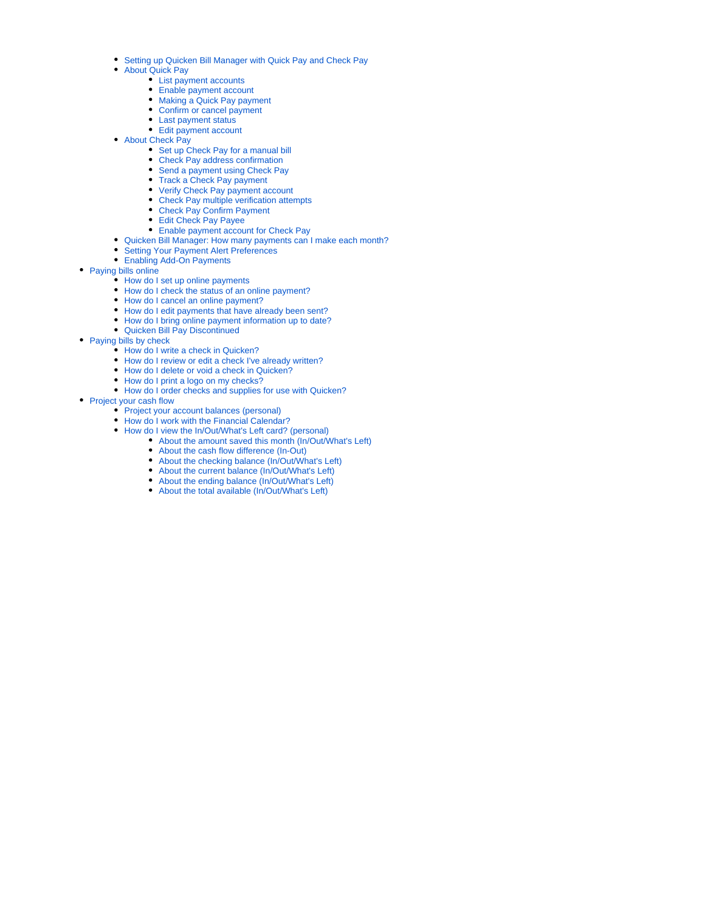- Setting up Quicken Bill Manager with Quick Pay and Check Pay
    - About Quick Pay
        - List payment accounts
        - Enable payment account
        - Making a Quick Pay payment
        - Confirm or cancel payment
        - Last payment status
        - Edit payment account
    - About Check Pay
        - Set up Check Pay for a manual bill
        - Check Pay address confirmation
        - Send a payment using Check Pay
        - Track a Check Pay payment
        - Verify Check Pay payment account
        - Check Pay multiple verification attempts
        - Check Pay Confirm Payment
        - Edit Check Pay Payee
        - Enable payment account for Check Pay
    - Quicken Bill Manager: How many payments can I make each month?
    - Setting Your Payment Alert Preferences
    - Enabling Add-On Payments
- Paying bills online
    - How do I set up online payments
    - How do I check the status of an online payment?
    - How do I cancel an online payment?
    - How do I edit payments that have already been sent?
    - How do I bring online payment information up to date?
    - Quicken Bill Pay Discontinued
- Paying bills by check
    - How do I write a check in Quicken?
    - How do I review or edit a check I've already written?
    - How do I delete or void a check in Quicken?
    - How do I print a logo on my checks?
    - How do I order checks and supplies for use with Quicken?
- Project your cash flow
    - Project your account balances (personal)
    - How do I work with the Financial Calendar?
    - How do I view the In/Out/What's Left card? (personal)
        - About the amount saved this month (In/Out/What's Left)
        - About the cash flow difference (In-Out)
        - About the checking balance (In/Out/What's Left)
        - About the current balance (In/Out/What's Left)
        - About the ending balance (In/Out/What's Left)
        - About the total available (In/Out/What's Left)